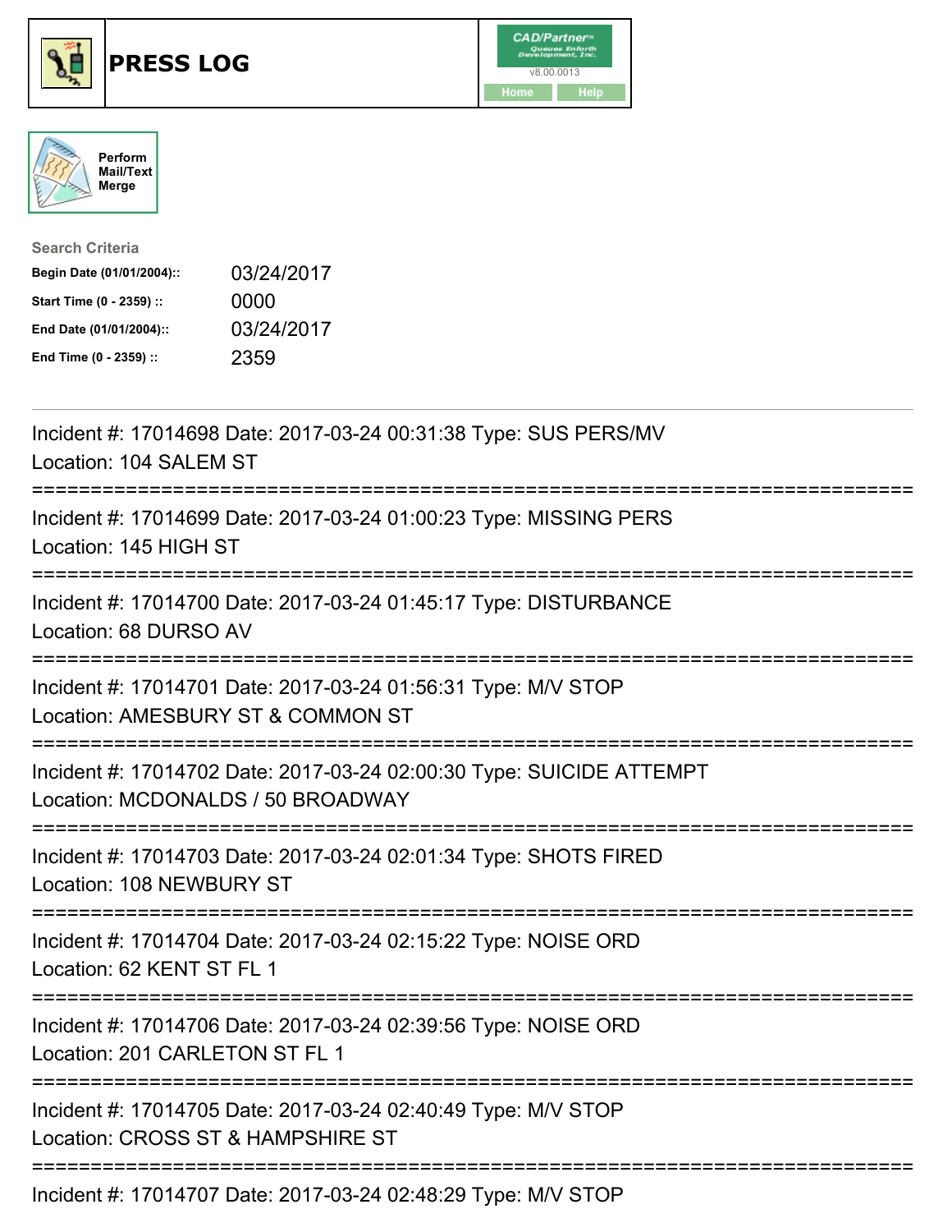# PRESS LOG

CAD/Partner v8.00.0013

Home Help

Perform Mail/Text Merge

**Search Criteria**

| | |
|---|---|
| **Begin Date (01/01/2004)::** | 03/24/2017 |
| **Start Time (0 - 2359) ::** | 0000 |
| **End Date (01/01/2004)::** | 03/24/2017 |
| **End Time (0 - 2359) ::** | 2359 |

---

Incident #: 17014698 Date: 2017-03-24 00:31:38 Type: SUS PERS/MV
Location: 104 SALEM ST

===========================================================================

Incident #: 17014699 Date: 2017-03-24 01:00:23 Type: MISSING PERS
Location: 145 HIGH ST

===========================================================================

Incident #: 17014700 Date: 2017-03-24 01:45:17 Type: DISTURBANCE
Location: 68 DURSO AV

===========================================================================

Incident #: 17014701 Date: 2017-03-24 01:56:31 Type: M/V STOP
Location: AMESBURY ST & COMMON ST

===========================================================================

Incident #: 17014702 Date: 2017-03-24 02:00:30 Type: SUICIDE ATTEMPT
Location: MCDONALDS / 50 BROADWAY

===========================================================================

Incident #: 17014703 Date: 2017-03-24 02:01:34 Type: SHOTS FIRED
Location: 108 NEWBURY ST

===========================================================================

Incident #: 17014704 Date: 2017-03-24 02:15:22 Type: NOISE ORD
Location: 62 KENT ST FL 1

===========================================================================

Incident #: 17014706 Date: 2017-03-24 02:39:56 Type: NOISE ORD
Location: 201 CARLETON ST FL 1

===========================================================================

Incident #: 17014705 Date: 2017-03-24 02:40:49 Type: M/V STOP
Location: CROSS ST & HAMPSHIRE ST

===========================================================================

Incident #: 17014707 Date: 2017-03-24 02:48:29 Type: M/V STOP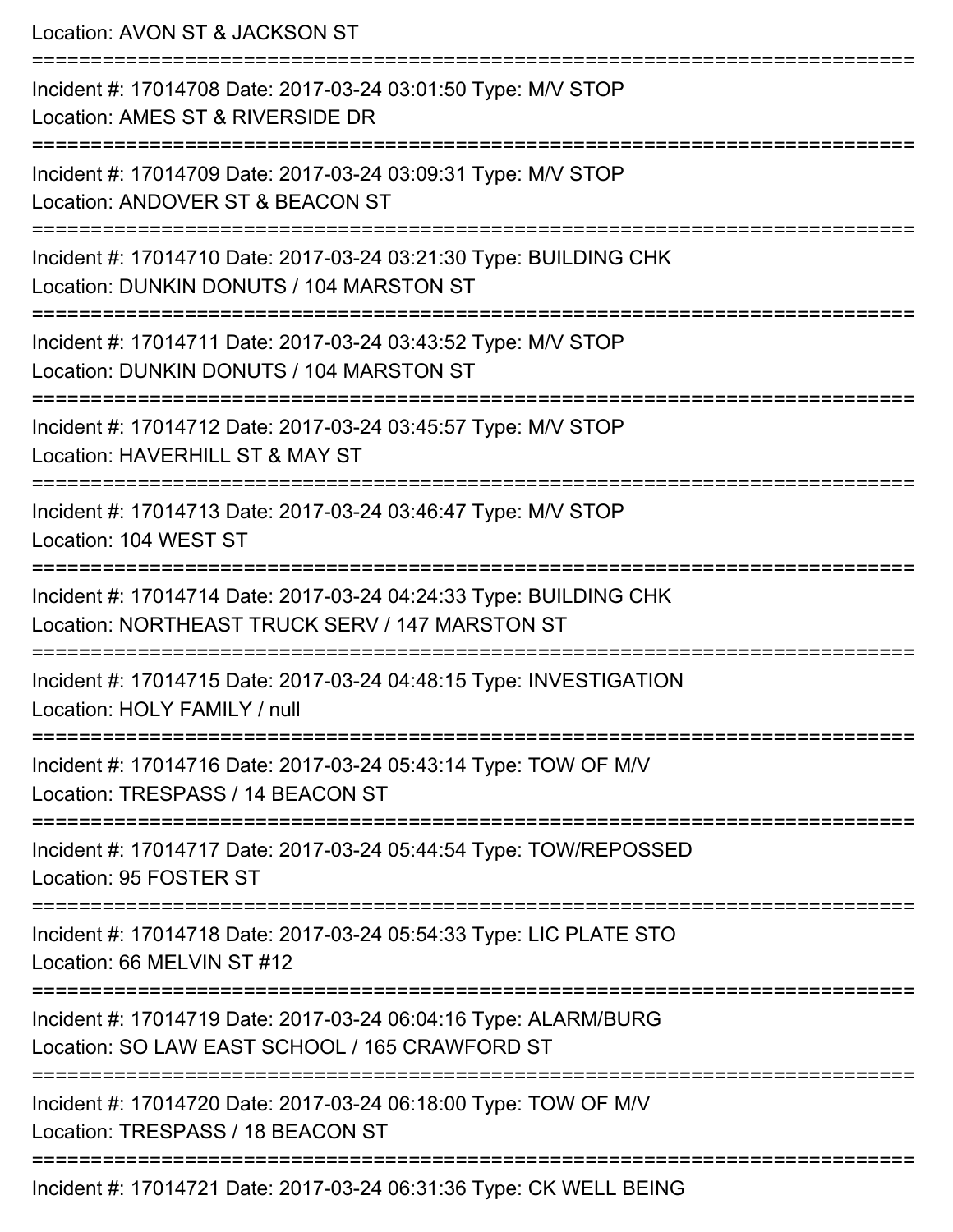Location: AVON ST & JACKSON ST

===========================================================================

Incident #: 17014708 Date: 2017-03-24 03:01:50 Type: M/V STOP

Location: AMES ST & RIVERSIDE DR

===========================================================================

Incident #: 17014709 Date: 2017-03-24 03:09:31 Type: M/V STOP

Location: ANDOVER ST & BEACON ST

===========================================================================

Incident #: 17014710 Date: 2017-03-24 03:21:30 Type: BUILDING CHK

Location: DUNKIN DONUTS / 104 MARSTON ST

===========================================================================

Incident #: 17014711 Date: 2017-03-24 03:43:52 Type: M/V STOP

Location: DUNKIN DONUTS / 104 MARSTON ST

===========================================================================

Incident #: 17014712 Date: 2017-03-24 03:45:57 Type: M/V STOP

Location: HAVERHILL ST & MAY ST

===========================================================================

Incident #: 17014713 Date: 2017-03-24 03:46:47 Type: M/V STOP

Location: 104 WEST ST

===========================================================================

Incident #: 17014714 Date: 2017-03-24 04:24:33 Type: BUILDING CHK

Location: NORTHEAST TRUCK SERV / 147 MARSTON ST

===========================================================================

Incident #: 17014715 Date: 2017-03-24 04:48:15 Type: INVESTIGATION

Location: HOLY FAMILY / null

===========================================================================

Incident #: 17014716 Date: 2017-03-24 05:43:14 Type: TOW OF M/V

Location: TRESPASS / 14 BEACON ST

===========================================================================

Incident #: 17014717 Date: 2017-03-24 05:44:54 Type: TOW/REPOSSED

Location: 95 FOSTER ST

===========================================================================

Incident #: 17014718 Date: 2017-03-24 05:54:33 Type: LIC PLATE STO

Location: 66 MELVIN ST #12

===========================================================================

Incident #: 17014719 Date: 2017-03-24 06:04:16 Type: ALARM/BURG

Location: SO LAW EAST SCHOOL / 165 CRAWFORD ST

===========================================================================

Incident #: 17014720 Date: 2017-03-24 06:18:00 Type: TOW OF M/V

Location: TRESPASS / 18 BEACON ST

===========================================================================

Incident #: 17014721 Date: 2017-03-24 06:31:36 Type: CK WELL BEING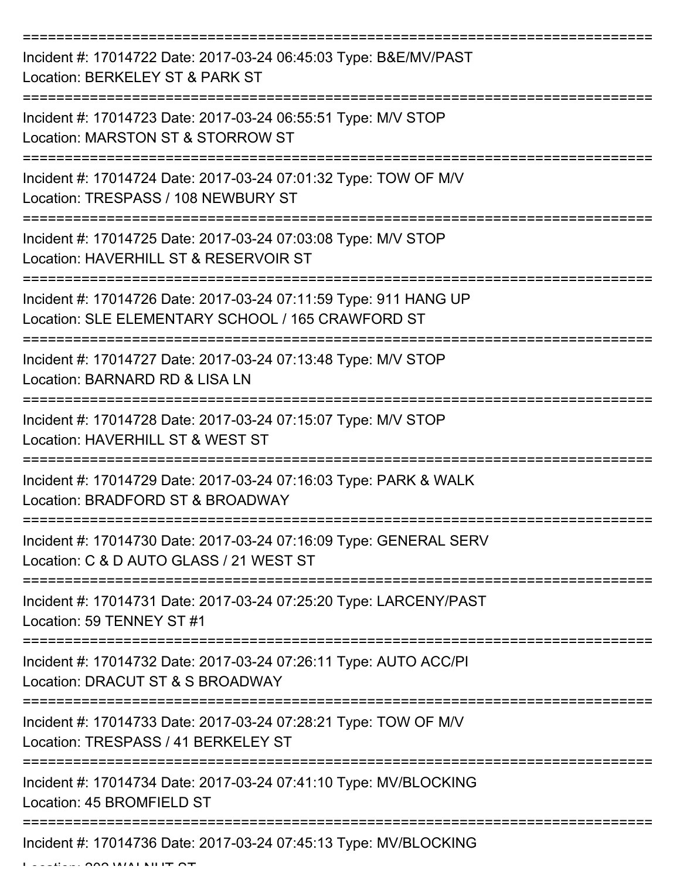Incident #: 17014722 Date: 2017-03-24 06:45:03 Type: B&E/MV/PAST
Location: BERKELEY ST & PARK ST

Incident #: 17014723 Date: 2017-03-24 06:55:51 Type: M/V STOP
Location: MARSTON ST & STORROW ST

Incident #: 17014724 Date: 2017-03-24 07:01:32 Type: TOW OF M/V
Location: TRESPASS / 108 NEWBURY ST

Incident #: 17014725 Date: 2017-03-24 07:03:08 Type: M/V STOP
Location: HAVERHILL ST & RESERVOIR ST

Incident #: 17014726 Date: 2017-03-24 07:11:59 Type: 911 HANG UP
Location: SLE ELEMENTARY SCHOOL / 165 CRAWFORD ST

Incident #: 17014727 Date: 2017-03-24 07:13:48 Type: M/V STOP
Location: BARNARD RD & LISA LN

Incident #: 17014728 Date: 2017-03-24 07:15:07 Type: M/V STOP
Location: HAVERHILL ST & WEST ST

Incident #: 17014729 Date: 2017-03-24 07:16:03 Type: PARK & WALK
Location: BRADFORD ST & BROADWAY

Incident #: 17014730 Date: 2017-03-24 07:16:09 Type: GENERAL SERV
Location: C & D AUTO GLASS / 21 WEST ST

Incident #: 17014731 Date: 2017-03-24 07:25:20 Type: LARCENY/PAST
Location: 59 TENNEY ST #1

Incident #: 17014732 Date: 2017-03-24 07:26:11 Type: AUTO ACC/PI
Location: DRACUT ST & S BROADWAY

Incident #: 17014733 Date: 2017-03-24 07:28:21 Type: TOW OF M/V
Location: TRESPASS / 41 BERKELEY ST

Incident #: 17014734 Date: 2017-03-24 07:41:10 Type: MV/BLOCKING
Location: 45 BROMFIELD ST

Incident #: 17014736 Date: 2017-03-24 07:45:13 Type: MV/BLOCKING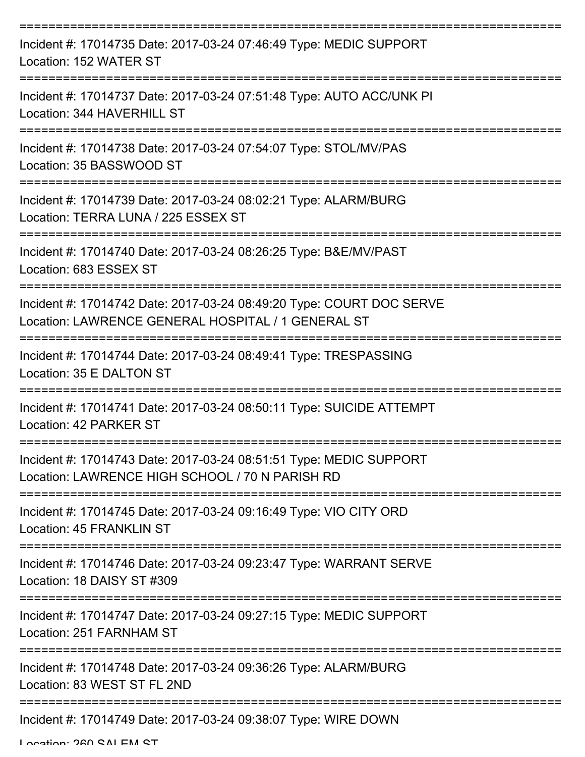===========================================================================

Incident #: 17014735 Date: 2017-03-24 07:46:49 Type: MEDIC SUPPORT
Location: 152 WATER ST

===========================================================================

Incident #: 17014737 Date: 2017-03-24 07:51:48 Type: AUTO ACC/UNK PI
Location: 344 HAVERHILL ST

===========================================================================

Incident #: 17014738 Date: 2017-03-24 07:54:07 Type: STOL/MV/PAS
Location: 35 BASSWOOD ST

===========================================================================

Incident #: 17014739 Date: 2017-03-24 08:02:21 Type: ALARM/BURG
Location: TERRA LUNA / 225 ESSEX ST

===========================================================================

Incident #: 17014740 Date: 2017-03-24 08:26:25 Type: B&E/MV/PAST
Location: 683 ESSEX ST

===========================================================================

Incident #: 17014742 Date: 2017-03-24 08:49:20 Type: COURT DOC SERVE
Location: LAWRENCE GENERAL HOSPITAL / 1 GENERAL ST

===========================================================================

Incident #: 17014744 Date: 2017-03-24 08:49:41 Type: TRESPASSING
Location: 35 E DALTON ST

===========================================================================

Incident #: 17014741 Date: 2017-03-24 08:50:11 Type: SUICIDE ATTEMPT
Location: 42 PARKER ST

===========================================================================

Incident #: 17014743 Date: 2017-03-24 08:51:51 Type: MEDIC SUPPORT
Location: LAWRENCE HIGH SCHOOL / 70 N PARISH RD

===========================================================================

Incident #: 17014745 Date: 2017-03-24 09:16:49 Type: VIO CITY ORD
Location: 45 FRANKLIN ST

===========================================================================

Incident #: 17014746 Date: 2017-03-24 09:23:47 Type: WARRANT SERVE
Location: 18 DAISY ST #309

===========================================================================

Incident #: 17014747 Date: 2017-03-24 09:27:15 Type: MEDIC SUPPORT
Location: 251 FARNHAM ST

===========================================================================

Incident #: 17014748 Date: 2017-03-24 09:36:26 Type: ALARM/BURG
Location: 83 WEST ST FL 2ND

===========================================================================

Incident #: 17014749 Date: 2017-03-24 09:38:07 Type: WIRE DOWN
Location: 260 SALEM ST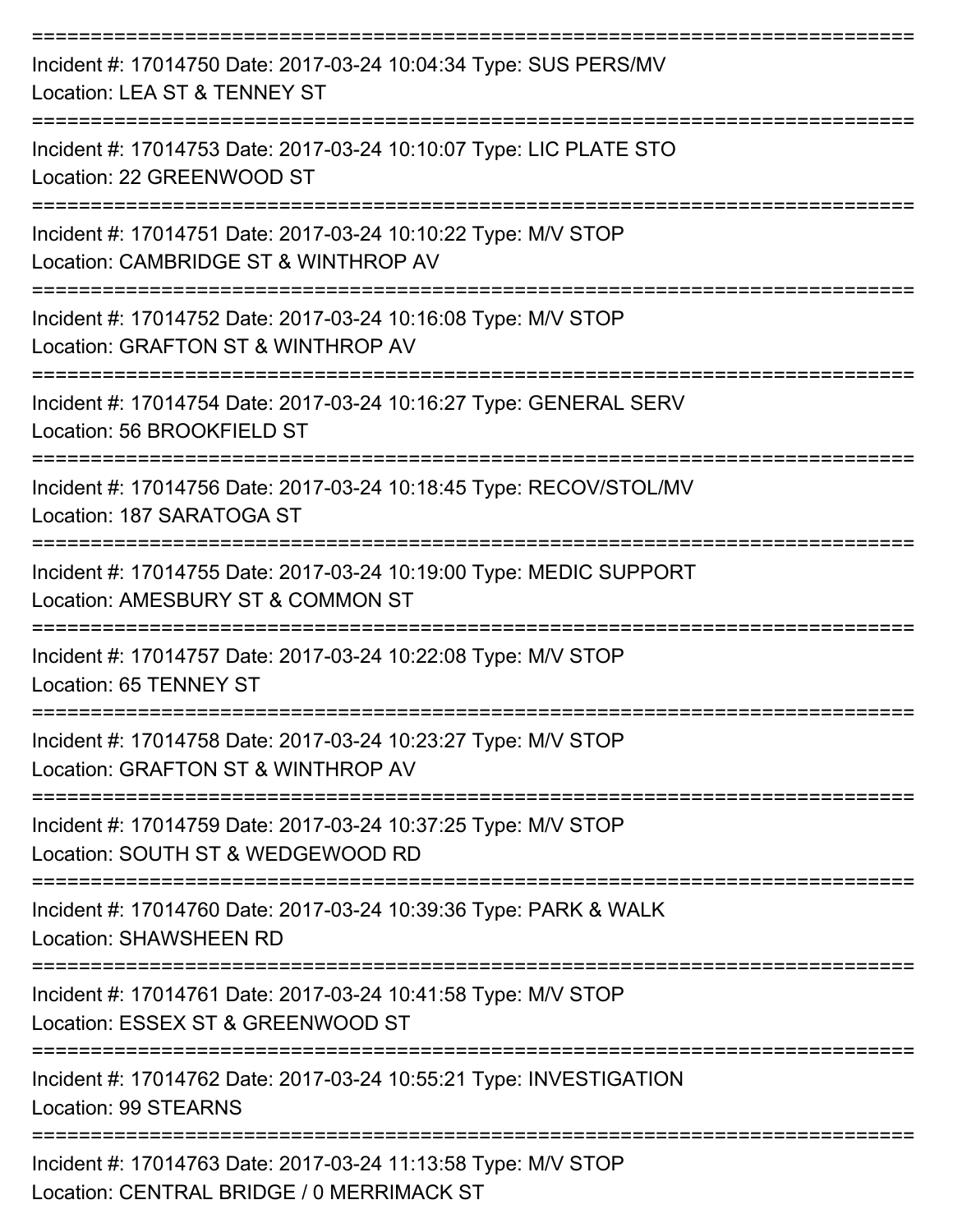===========================================================================

Incident #: 17014750 Date: 2017-03-24 10:04:34 Type: SUS PERS/MV
Location: LEA ST & TENNEY ST

===========================================================================

Incident #: 17014753 Date: 2017-03-24 10:10:07 Type: LIC PLATE STO
Location: 22 GREENWOOD ST

===========================================================================

Incident #: 17014751 Date: 2017-03-24 10:10:22 Type: M/V STOP
Location: CAMBRIDGE ST & WINTHROP AV

===========================================================================

Incident #: 17014752 Date: 2017-03-24 10:16:08 Type: M/V STOP
Location: GRAFTON ST & WINTHROP AV

===========================================================================

Incident #: 17014754 Date: 2017-03-24 10:16:27 Type: GENERAL SERV
Location: 56 BROOKFIELD ST

===========================================================================

Incident #: 17014756 Date: 2017-03-24 10:18:45 Type: RECOV/STOL/MV
Location: 187 SARATOGA ST

===========================================================================

Incident #: 17014755 Date: 2017-03-24 10:19:00 Type: MEDIC SUPPORT
Location: AMESBURY ST & COMMON ST

===========================================================================

Incident #: 17014757 Date: 2017-03-24 10:22:08 Type: M/V STOP
Location: 65 TENNEY ST

===========================================================================

Incident #: 17014758 Date: 2017-03-24 10:23:27 Type: M/V STOP
Location: GRAFTON ST & WINTHROP AV

===========================================================================

Incident #: 17014759 Date: 2017-03-24 10:37:25 Type: M/V STOP
Location: SOUTH ST & WEDGEWOOD RD

===========================================================================

Incident #: 17014760 Date: 2017-03-24 10:39:36 Type: PARK & WALK
Location: SHAWSHEEN RD

===========================================================================

Incident #: 17014761 Date: 2017-03-24 10:41:58 Type: M/V STOP
Location: ESSEX ST & GREENWOOD ST

===========================================================================

Incident #: 17014762 Date: 2017-03-24 10:55:21 Type: INVESTIGATION
Location: 99 STEARNS

===========================================================================

Incident #: 17014763 Date: 2017-03-24 11:13:58 Type: M/V STOP
Location: CENTRAL BRIDGE / 0 MERRIMACK ST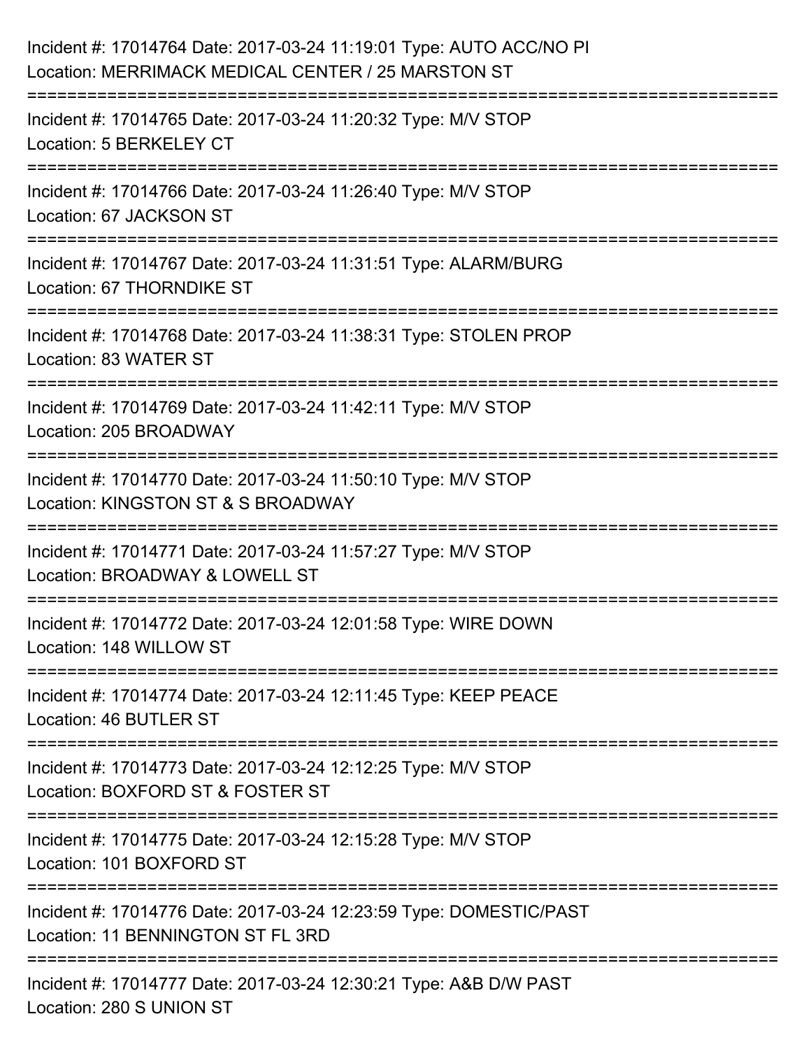Incident #: 17014764 Date: 2017-03-24 11:19:01 Type: AUTO ACC/NO PI
Location: MERRIMACK MEDICAL CENTER / 25 MARSTON ST

===========================================================================

Incident #: 17014765 Date: 2017-03-24 11:20:32 Type: M/V STOP
Location: 5 BERKELEY CT

===========================================================================

Incident #: 17014766 Date: 2017-03-24 11:26:40 Type: M/V STOP
Location: 67 JACKSON ST

===========================================================================

Incident #: 17014767 Date: 2017-03-24 11:31:51 Type: ALARM/BURG
Location: 67 THORNDIKE ST

===========================================================================

Incident #: 17014768 Date: 2017-03-24 11:38:31 Type: STOLEN PROP
Location: 83 WATER ST

===========================================================================

Incident #: 17014769 Date: 2017-03-24 11:42:11 Type: M/V STOP
Location: 205 BROADWAY

===========================================================================

Incident #: 17014770 Date: 2017-03-24 11:50:10 Type: M/V STOP
Location: KINGSTON ST & S BROADWAY

===========================================================================

Incident #: 17014771 Date: 2017-03-24 11:57:27 Type: M/V STOP
Location: BROADWAY & LOWELL ST

===========================================================================

Incident #: 17014772 Date: 2017-03-24 12:01:58 Type: WIRE DOWN
Location: 148 WILLOW ST

===========================================================================

Incident #: 17014774 Date: 2017-03-24 12:11:45 Type: KEEP PEACE
Location: 46 BUTLER ST

===========================================================================

Incident #: 17014773 Date: 2017-03-24 12:12:25 Type: M/V STOP
Location: BOXFORD ST & FOSTER ST

===========================================================================

Incident #: 17014775 Date: 2017-03-24 12:15:28 Type: M/V STOP
Location: 101 BOXFORD ST

===========================================================================

Incident #: 17014776 Date: 2017-03-24 12:23:59 Type: DOMESTIC/PAST
Location: 11 BENNINGTON ST FL 3RD

===========================================================================

Incident #: 17014777 Date: 2017-03-24 12:30:21 Type: A&B D/W PAST
Location: 280 S UNION ST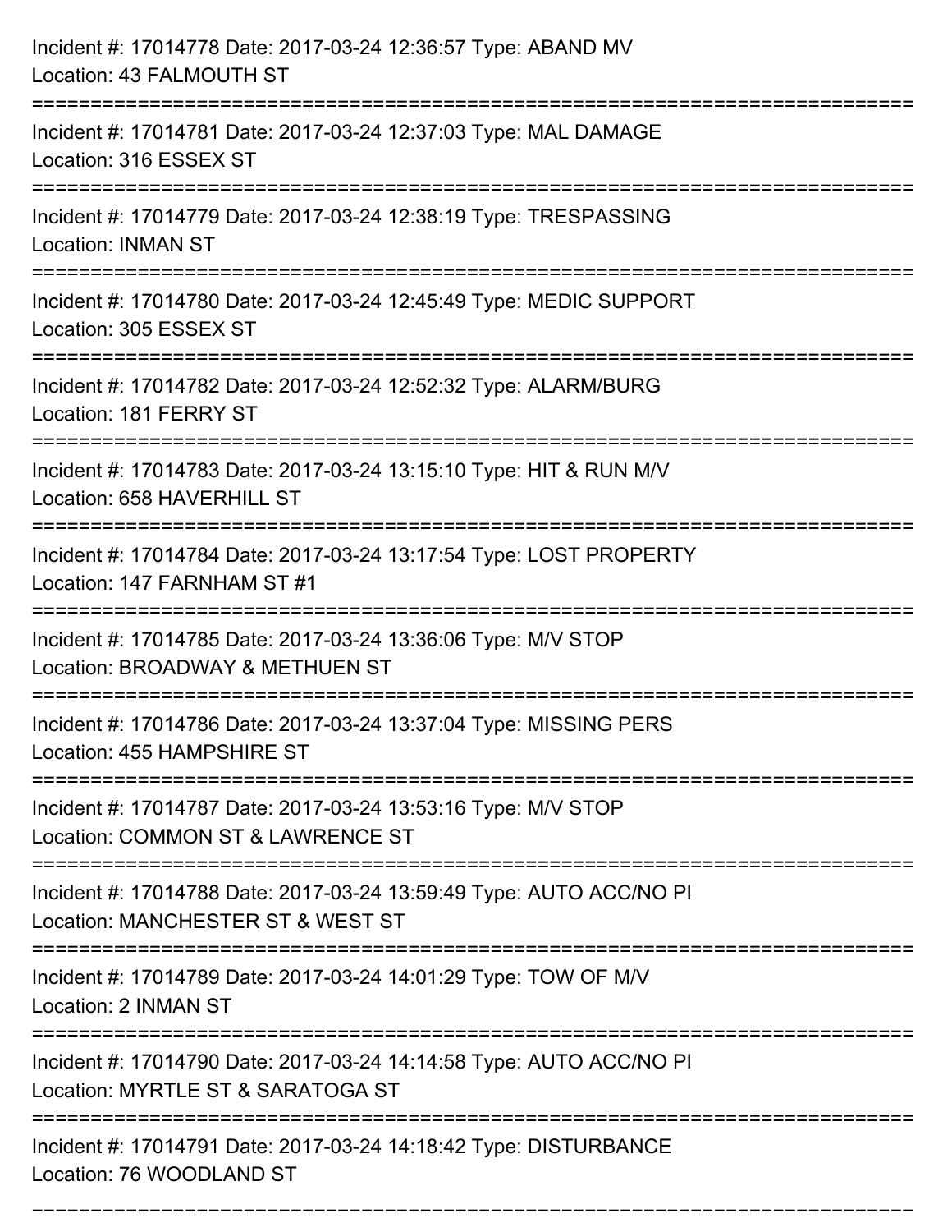Incident #: 17014778 Date: 2017-03-24 12:36:57 Type: ABAND MV
Location: 43 FALMOUTH ST

===========================================================================

Incident #: 17014781 Date: 2017-03-24 12:37:03 Type: MAL DAMAGE
Location: 316 ESSEX ST

===========================================================================

Incident #: 17014779 Date: 2017-03-24 12:38:19 Type: TRESPASSING
Location: INMAN ST

===========================================================================

Incident #: 17014780 Date: 2017-03-24 12:45:49 Type: MEDIC SUPPORT
Location: 305 ESSEX ST

===========================================================================

Incident #: 17014782 Date: 2017-03-24 12:52:32 Type: ALARM/BURG
Location: 181 FERRY ST

===========================================================================

Incident #: 17014783 Date: 2017-03-24 13:15:10 Type: HIT & RUN M/V
Location: 658 HAVERHILL ST

===========================================================================

Incident #: 17014784 Date: 2017-03-24 13:17:54 Type: LOST PROPERTY
Location: 147 FARNHAM ST #1

===========================================================================

Incident #: 17014785 Date: 2017-03-24 13:36:06 Type: M/V STOP
Location: BROADWAY & METHUEN ST

===========================================================================

Incident #: 17014786 Date: 2017-03-24 13:37:04 Type: MISSING PERS
Location: 455 HAMPSHIRE ST

===========================================================================

Incident #: 17014787 Date: 2017-03-24 13:53:16 Type: M/V STOP
Location: COMMON ST & LAWRENCE ST

===========================================================================

Incident #: 17014788 Date: 2017-03-24 13:59:49 Type: AUTO ACC/NO PI
Location: MANCHESTER ST & WEST ST

===========================================================================

Incident #: 17014789 Date: 2017-03-24 14:01:29 Type: TOW OF M/V
Location: 2 INMAN ST

===========================================================================

Incident #: 17014790 Date: 2017-03-24 14:14:58 Type: AUTO ACC/NO PI
Location: MYRTLE ST & SARATOGA ST

===========================================================================

Incident #: 17014791 Date: 2017-03-24 14:18:42 Type: DISTURBANCE
Location: 76 WOODLAND ST

===========================================================================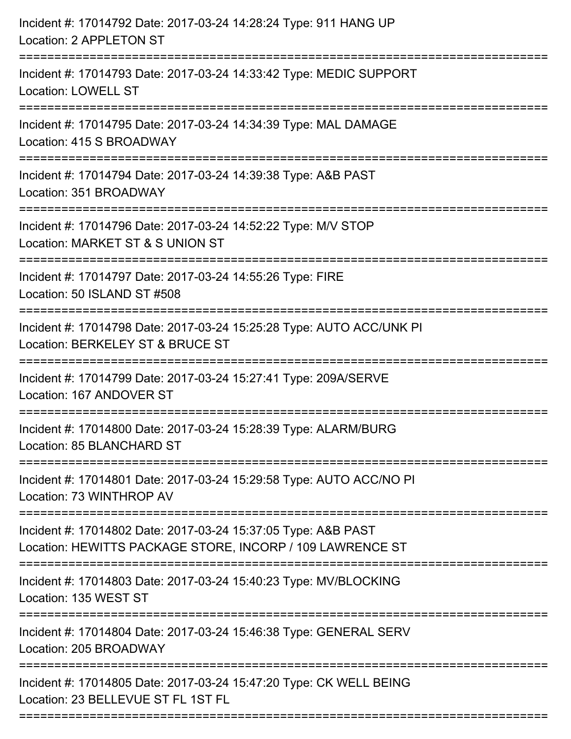Incident #: 17014792 Date: 2017-03-24 14:28:24 Type: 911 HANG UP
Location: 2 APPLETON ST

===========================================================================

Incident #: 17014793 Date: 2017-03-24 14:33:42 Type: MEDIC SUPPORT
Location: LOWELL ST

===========================================================================

Incident #: 17014795 Date: 2017-03-24 14:34:39 Type: MAL DAMAGE
Location: 415 S BROADWAY

===========================================================================

Incident #: 17014794 Date: 2017-03-24 14:39:38 Type: A&B PAST
Location: 351 BROADWAY

===========================================================================

Incident #: 17014796 Date: 2017-03-24 14:52:22 Type: M/V STOP
Location: MARKET ST & S UNION ST

===========================================================================

Incident #: 17014797 Date: 2017-03-24 14:55:26 Type: FIRE
Location: 50 ISLAND ST #508

===========================================================================

Incident #: 17014798 Date: 2017-03-24 15:25:28 Type: AUTO ACC/UNK PI
Location: BERKELEY ST & BRUCE ST

===========================================================================

Incident #: 17014799 Date: 2017-03-24 15:27:41 Type: 209A/SERVE
Location: 167 ANDOVER ST

===========================================================================

Incident #: 17014800 Date: 2017-03-24 15:28:39 Type: ALARM/BURG
Location: 85 BLANCHARD ST

===========================================================================

Incident #: 17014801 Date: 2017-03-24 15:29:58 Type: AUTO ACC/NO PI
Location: 73 WINTHROP AV

===========================================================================

Incident #: 17014802 Date: 2017-03-24 15:37:05 Type: A&B PAST
Location: HEWITTS PACKAGE STORE, INCORP / 109 LAWRENCE ST

===========================================================================

Incident #: 17014803 Date: 2017-03-24 15:40:23 Type: MV/BLOCKING
Location: 135 WEST ST

===========================================================================

Incident #: 17014804 Date: 2017-03-24 15:46:38 Type: GENERAL SERV
Location: 205 BROADWAY

===========================================================================

Incident #: 17014805 Date: 2017-03-24 15:47:20 Type: CK WELL BEING
Location: 23 BELLEVUE ST FL 1ST FL

===========================================================================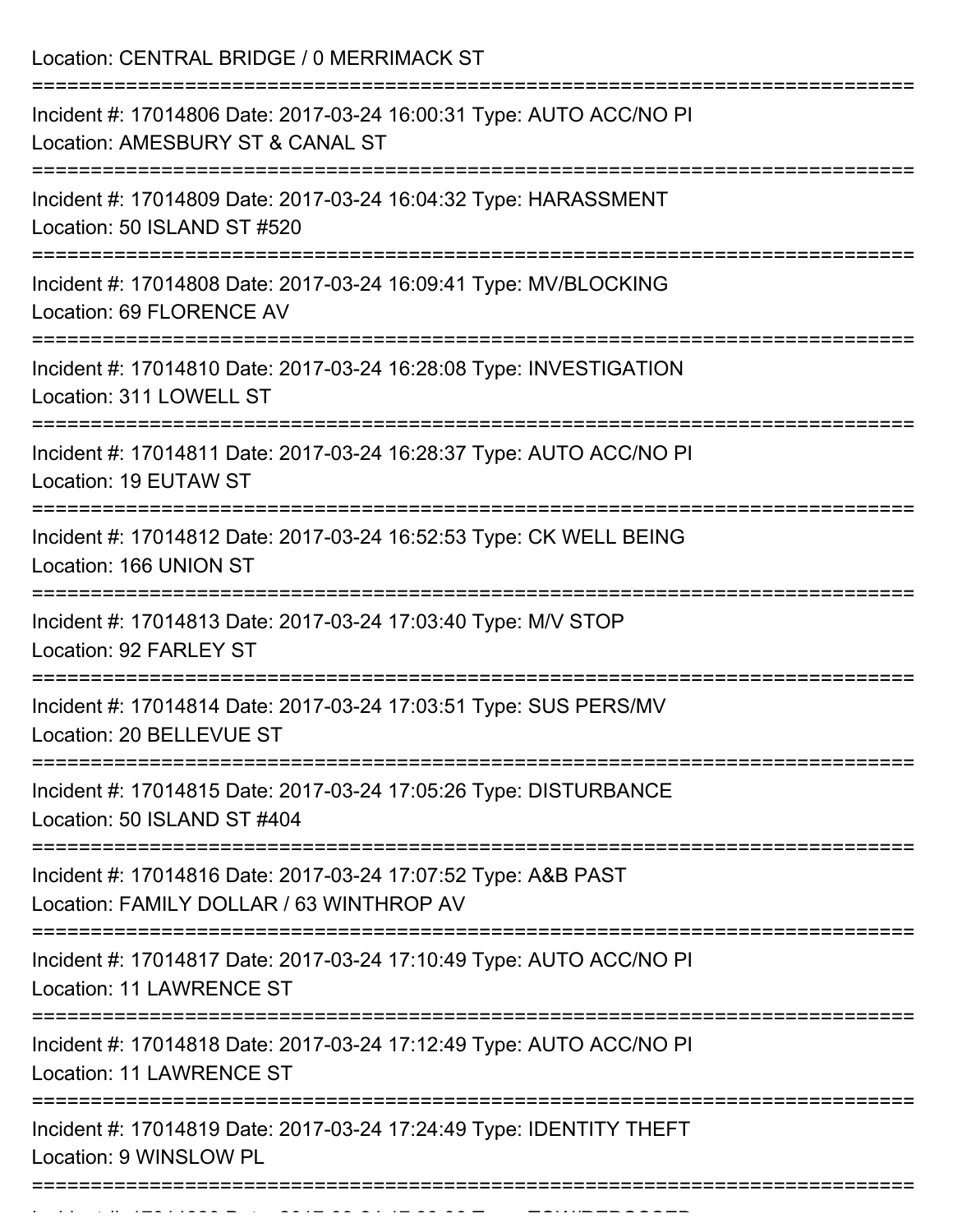Location: CENTRAL BRIDGE / 0 MERRIMACK ST

===========================================================================

Incident #: 17014806 Date: 2017-03-24 16:00:31 Type: AUTO ACC/NO PI
Location: AMESBURY ST & CANAL ST

===========================================================================

Incident #: 17014809 Date: 2017-03-24 16:04:32 Type: HARASSMENT
Location: 50 ISLAND ST #520

===========================================================================

Incident #: 17014808 Date: 2017-03-24 16:09:41 Type: MV/BLOCKING
Location: 69 FLORENCE AV

===========================================================================

Incident #: 17014810 Date: 2017-03-24 16:28:08 Type: INVESTIGATION
Location: 311 LOWELL ST

===========================================================================

Incident #: 17014811 Date: 2017-03-24 16:28:37 Type: AUTO ACC/NO PI
Location: 19 EUTAW ST

===========================================================================

Incident #: 17014812 Date: 2017-03-24 16:52:53 Type: CK WELL BEING
Location: 166 UNION ST

===========================================================================

Incident #: 17014813 Date: 2017-03-24 17:03:40 Type: M/V STOP
Location: 92 FARLEY ST

===========================================================================

Incident #: 17014814 Date: 2017-03-24 17:03:51 Type: SUS PERS/MV
Location: 20 BELLEVUE ST

===========================================================================

Incident #: 17014815 Date: 2017-03-24 17:05:26 Type: DISTURBANCE
Location: 50 ISLAND ST #404

===========================================================================

Incident #: 17014816 Date: 2017-03-24 17:07:52 Type: A&B PAST
Location: FAMILY DOLLAR / 63 WINTHROP AV

===========================================================================

Incident #: 17014817 Date: 2017-03-24 17:10:49 Type: AUTO ACC/NO PI
Location: 11 LAWRENCE ST

===========================================================================

Incident #: 17014818 Date: 2017-03-24 17:12:49 Type: AUTO ACC/NO PI
Location: 11 LAWRENCE ST

===========================================================================

Incident #: 17014819 Date: 2017-03-24 17:24:49 Type: IDENTITY THEFT
Location: 9 WINSLOW PL

===========================================================================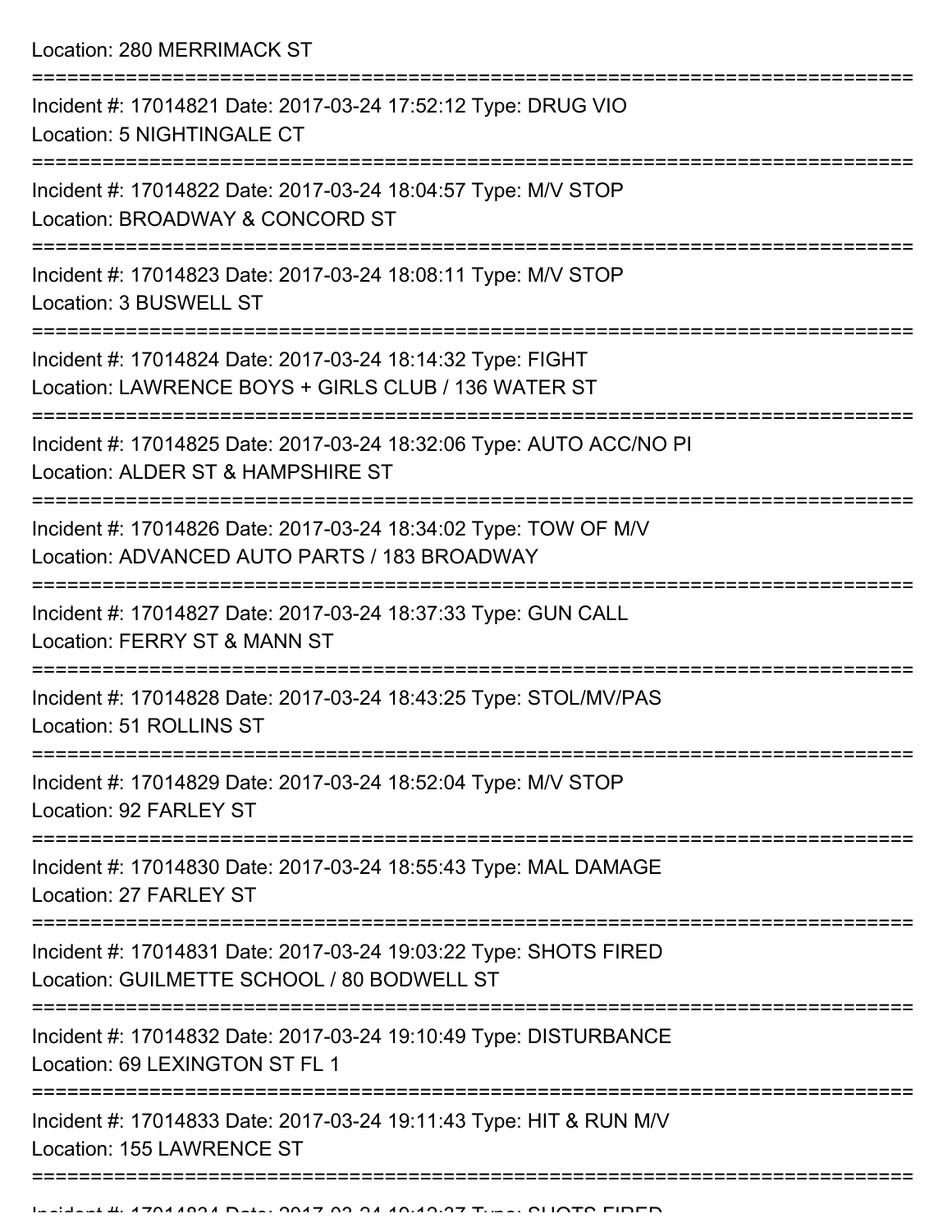Location: 280 MERRIMACK ST

===========================================================================

Incident #: 17014821 Date: 2017-03-24 17:52:12 Type: DRUG VIO
Location: 5 NIGHTINGALE CT

===========================================================================

Incident #: 17014822 Date: 2017-03-24 18:04:57 Type: M/V STOP
Location: BROADWAY & CONCORD ST

===========================================================================

Incident #: 17014823 Date: 2017-03-24 18:08:11 Type: M/V STOP
Location: 3 BUSWELL ST

===========================================================================

Incident #: 17014824 Date: 2017-03-24 18:14:32 Type: FIGHT
Location: LAWRENCE BOYS + GIRLS CLUB / 136 WATER ST

===========================================================================

Incident #: 17014825 Date: 2017-03-24 18:32:06 Type: AUTO ACC/NO PI
Location: ALDER ST & HAMPSHIRE ST

===========================================================================

Incident #: 17014826 Date: 2017-03-24 18:34:02 Type: TOW OF M/V
Location: ADVANCED AUTO PARTS / 183 BROADWAY

===========================================================================

Incident #: 17014827 Date: 2017-03-24 18:37:33 Type: GUN CALL
Location: FERRY ST & MANN ST

===========================================================================

Incident #: 17014828 Date: 2017-03-24 18:43:25 Type: STOL/MV/PAS
Location: 51 ROLLINS ST

===========================================================================

Incident #: 17014829 Date: 2017-03-24 18:52:04 Type: M/V STOP
Location: 92 FARLEY ST

===========================================================================

Incident #: 17014830 Date: 2017-03-24 18:55:43 Type: MAL DAMAGE
Location: 27 FARLEY ST

===========================================================================

Incident #: 17014831 Date: 2017-03-24 19:03:22 Type: SHOTS FIRED
Location: GUILMETTE SCHOOL / 80 BODWELL ST

===========================================================================

Incident #: 17014832 Date: 2017-03-24 19:10:49 Type: DISTURBANCE
Location: 69 LEXINGTON ST FL 1

===========================================================================

Incident #: 17014833 Date: 2017-03-24 19:11:43 Type: HIT & RUN M/V
Location: 155 LAWRENCE ST

===========================================================================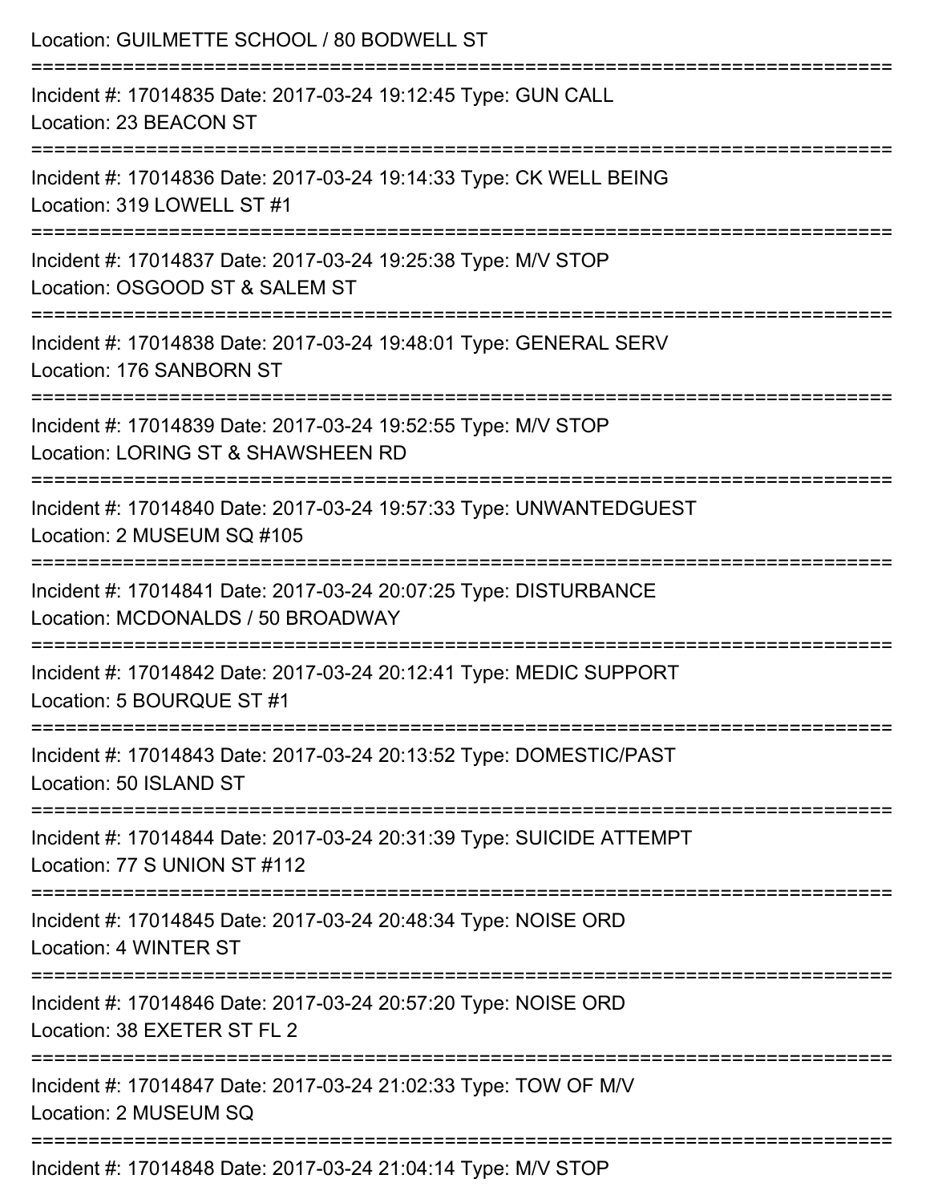Location: GUILMETTE SCHOOL / 80 BODWELL ST

===========================================================================

Incident #: 17014835 Date: 2017-03-24 19:12:45 Type: GUN CALL
Location: 23 BEACON ST

===========================================================================

Incident #: 17014836 Date: 2017-03-24 19:14:33 Type: CK WELL BEING
Location: 319 LOWELL ST #1

===========================================================================

Incident #: 17014837 Date: 2017-03-24 19:25:38 Type: M/V STOP
Location: OSGOOD ST & SALEM ST

===========================================================================

Incident #: 17014838 Date: 2017-03-24 19:48:01 Type: GENERAL SERV
Location: 176 SANBORN ST

===========================================================================

Incident #: 17014839 Date: 2017-03-24 19:52:55 Type: M/V STOP
Location: LORING ST & SHAWSHEEN RD

===========================================================================

Incident #: 17014840 Date: 2017-03-24 19:57:33 Type: UNWANTEDGUEST
Location: 2 MUSEUM SQ #105

===========================================================================

Incident #: 17014841 Date: 2017-03-24 20:07:25 Type: DISTURBANCE
Location: MCDONALDS / 50 BROADWAY

===========================================================================

Incident #: 17014842 Date: 2017-03-24 20:12:41 Type: MEDIC SUPPORT
Location: 5 BOURQUE ST #1

===========================================================================

Incident #: 17014843 Date: 2017-03-24 20:13:52 Type: DOMESTIC/PAST
Location: 50 ISLAND ST

===========================================================================

Incident #: 17014844 Date: 2017-03-24 20:31:39 Type: SUICIDE ATTEMPT
Location: 77 S UNION ST #112

===========================================================================

Incident #: 17014845 Date: 2017-03-24 20:48:34 Type: NOISE ORD
Location: 4 WINTER ST

===========================================================================

Incident #: 17014846 Date: 2017-03-24 20:57:20 Type: NOISE ORD
Location: 38 EXETER ST FL 2

===========================================================================

Incident #: 17014847 Date: 2017-03-24 21:02:33 Type: TOW OF M/V
Location: 2 MUSEUM SQ

===========================================================================

Incident #: 17014848 Date: 2017-03-24 21:04:14 Type: M/V STOP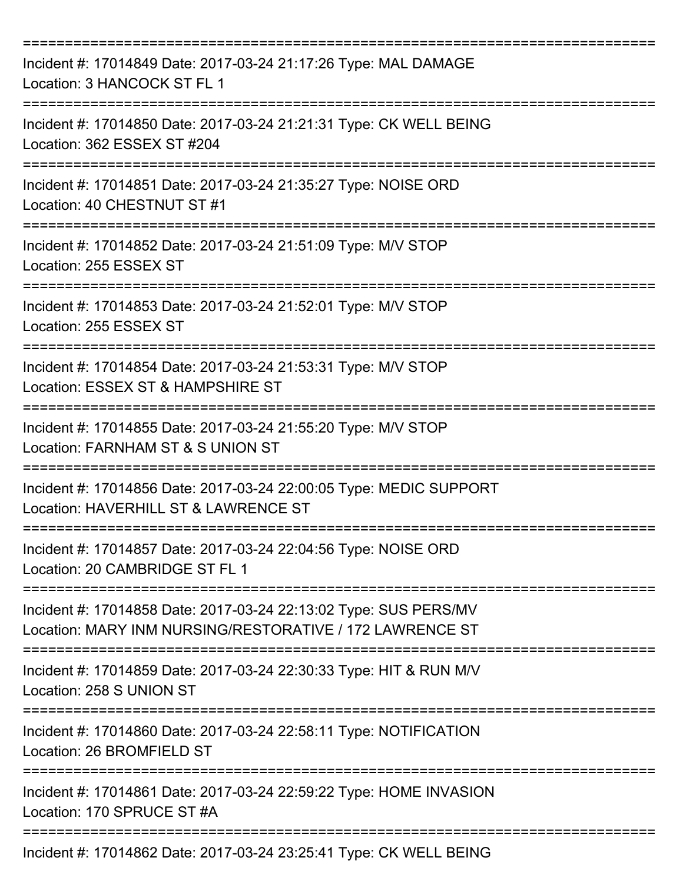===========================================================================

Incident #: 17014849 Date: 2017-03-24 21:17:26 Type: MAL DAMAGE
Location: 3 HANCOCK ST FL 1

===========================================================================

Incident #: 17014850 Date: 2017-03-24 21:21:31 Type: CK WELL BEING
Location: 362 ESSEX ST #204

===========================================================================

Incident #: 17014851 Date: 2017-03-24 21:35:27 Type: NOISE ORD
Location: 40 CHESTNUT ST #1

===========================================================================

Incident #: 17014852 Date: 2017-03-24 21:51:09 Type: M/V STOP
Location: 255 ESSEX ST

===========================================================================

Incident #: 17014853 Date: 2017-03-24 21:52:01 Type: M/V STOP
Location: 255 ESSEX ST

===========================================================================

Incident #: 17014854 Date: 2017-03-24 21:53:31 Type: M/V STOP
Location: ESSEX ST & HAMPSHIRE ST

===========================================================================

Incident #: 17014855 Date: 2017-03-24 21:55:20 Type: M/V STOP
Location: FARNHAM ST & S UNION ST

===========================================================================

Incident #: 17014856 Date: 2017-03-24 22:00:05 Type: MEDIC SUPPORT
Location: HAVERHILL ST & LAWRENCE ST

===========================================================================

Incident #: 17014857 Date: 2017-03-24 22:04:56 Type: NOISE ORD
Location: 20 CAMBRIDGE ST FL 1

===========================================================================

Incident #: 17014858 Date: 2017-03-24 22:13:02 Type: SUS PERS/MV
Location: MARY INM NURSING/RESTORATIVE / 172 LAWRENCE ST

===========================================================================

Incident #: 17014859 Date: 2017-03-24 22:30:33 Type: HIT & RUN M/V
Location: 258 S UNION ST

===========================================================================

Incident #: 17014860 Date: 2017-03-24 22:58:11 Type: NOTIFICATION
Location: 26 BROMFIELD ST

===========================================================================

Incident #: 17014861 Date: 2017-03-24 22:59:22 Type: HOME INVASION
Location: 170 SPRUCE ST #A

===========================================================================

Incident #: 17014862 Date: 2017-03-24 23:25:41 Type: CK WELL BEING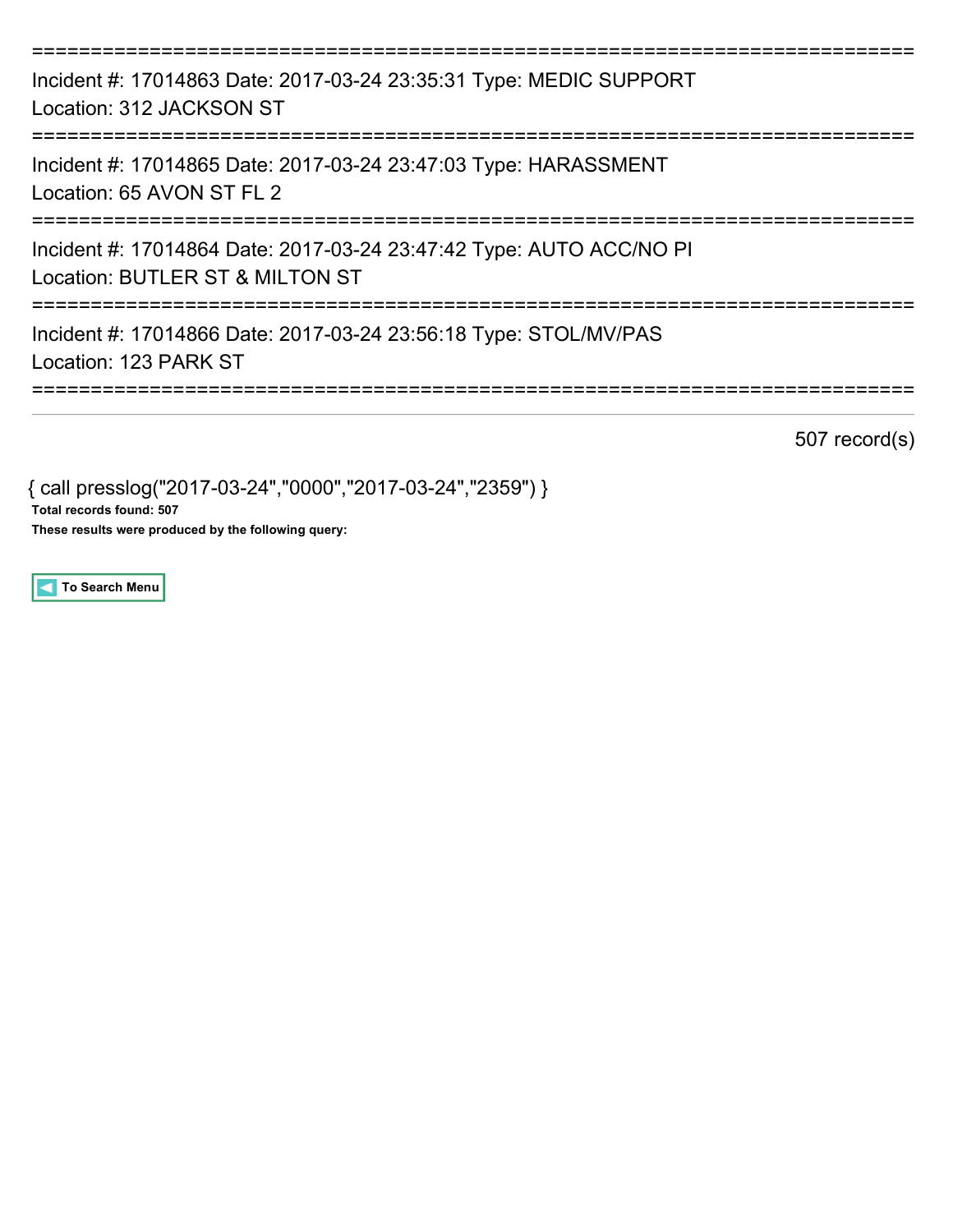==============================================================================

Incident #: 17014863 Date: 2017-03-24 23:35:31 Type: MEDIC SUPPORT
Location: 312 JACKSON ST

==============================================================================

Incident #: 17014865 Date: 2017-03-24 23:47:03 Type: HARASSMENT
Location: 65 AVON ST FL 2

==============================================================================

Incident #: 17014864 Date: 2017-03-24 23:47:42 Type: AUTO ACC/NO PI
Location: BUTLER ST & MILTON ST

==============================================================================

Incident #: 17014866 Date: 2017-03-24 23:56:18 Type: STOL/MV/PAS
Location: 123 PARK ST

==============================================================================

507 record(s)

{ call presslog("2017-03-24","0000","2017-03-24","2359") }

**Total records found: 507**

**These results were produced by the following query:**

**To Search Menu**